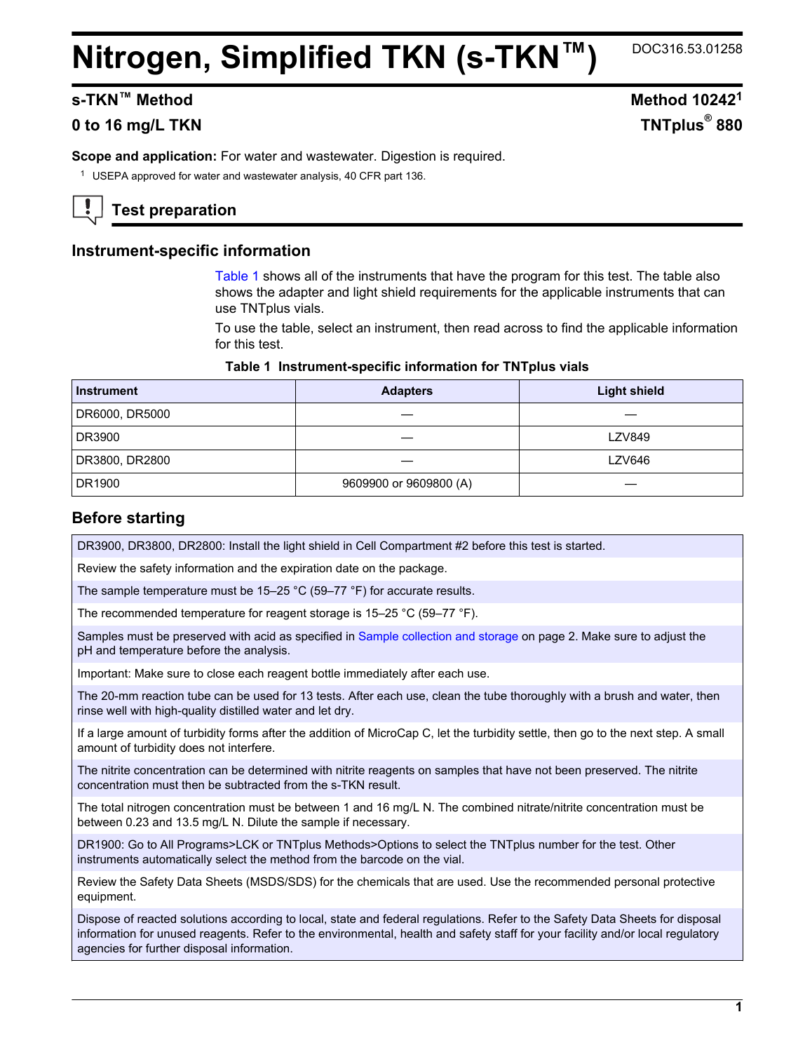# Nitrogen, Simplified TKN (s-TKN™)

DOC316.53.01258

## s-TKN™ Method

**Method 10242[1]**

**0 to 16 mg/L TKN**

**TNTplus® 880**

**Scope and application:** For water and wastewater. Digestion is required.

[1] USEPA approved for water and wastewater analysis, 40 CFR part 136.

## Test preparation

### Instrument-specific information

Table 1 shows all of the instruments that have the program for this test. The table also shows the adapter and light shield requirements for the applicable instruments that can use TNTplus vials.

To use the table, select an instrument, then read across to find the applicable information for this test.

**Table 1 Instrument-specific information for TNTplus vials**

| Instrument | Adapters | Light shield |
|---|---|---|
| DR6000, DR5000 | — | — |
| DR3900 | — | LZV849 |
| DR3800, DR2800 | — | LZV646 |
| DR1900 | 9609900 or 9609800 (A) | — |

### Before starting

| |
|---|
| DR3900, DR3800, DR2800: Install the light shield in Cell Compartment #2 before this test is started. |
| Review the safety information and the expiration date on the package. |
| The sample temperature must be 15–25 °C (59–77 °F) for accurate results. |
| The recommended temperature for reagent storage is 15–25 °C (59–77 °F). |
| Samples must be preserved with acid as specified in Sample collection and storage on page 2. Make sure to adjust the pH and temperature before the analysis. |
| Important: Make sure to close each reagent bottle immediately after each use. |
| The 20-mm reaction tube can be used for 13 tests. After each use, clean the tube thoroughly with a brush and water, then rinse well with high-quality distilled water and let dry. |
| If a large amount of turbidity forms after the addition of MicroCap C, let the turbidity settle, then go to the next step. A small amount of turbidity does not interfere. |
| The nitrite concentration can be determined with nitrite reagents on samples that have not been preserved. The nitrite concentration must then be subtracted from the s-TKN result. |
| The total nitrogen concentration must be between 1 and 16 mg/L N. The combined nitrate/nitrite concentration must be between 0.23 and 13.5 mg/L N. Dilute the sample if necessary. |
| DR1900: Go to All Programs>LCK or TNTplus Methods>Options to select the TNTplus number for the test. Other instruments automatically select the method from the barcode on the vial. |
| Review the Safety Data Sheets (MSDS/SDS) for the chemicals that are used. Use the recommended personal protective equipment. |
| Dispose of reacted solutions according to local, state and federal regulations. Refer to the Safety Data Sheets for disposal information for unused reagents. Refer to the environmental, health and safety staff for your facility and/or local regulatory agencies for further disposal information. |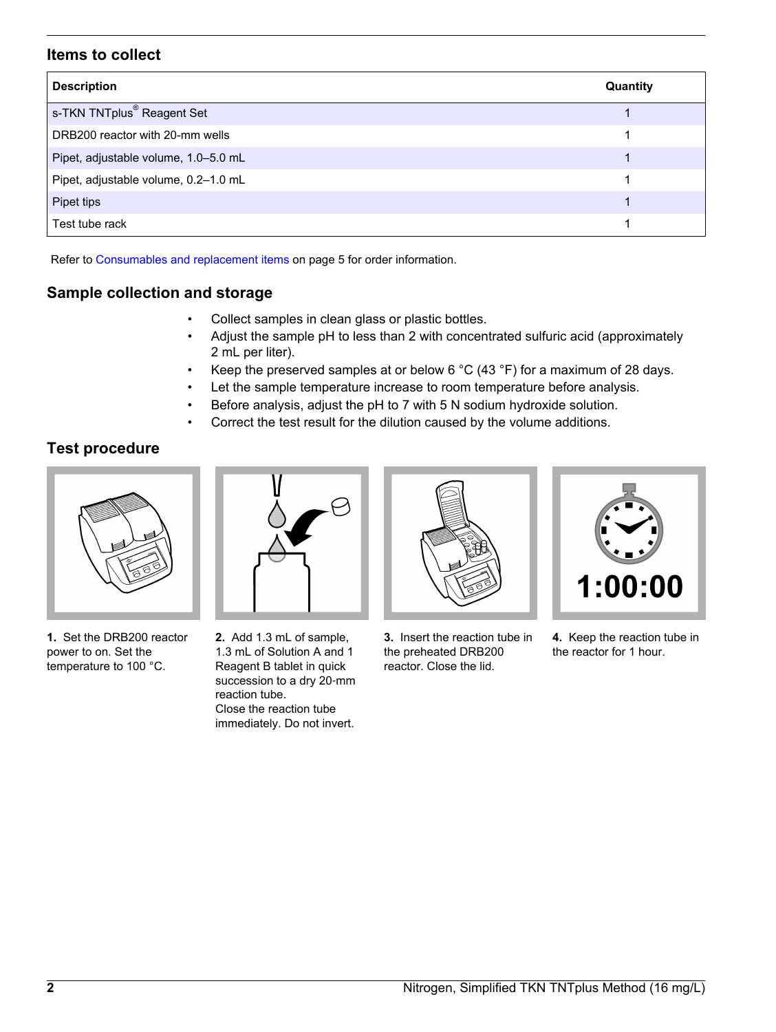## Items to collect

| Description | Quantity |
|---|---|
| s-TKN TNTplus® Reagent Set | 1 |
| DRB200 reactor with 20-mm wells | 1 |
| Pipet, adjustable volume, 1.0–5.0 mL | 1 |
| Pipet, adjustable volume, 0.2–1.0 mL | 1 |
| Pipet tips | 1 |
| Test tube rack | 1 |

Refer to Consumables and replacement items on page 5 for order information.

## Sample collection and storage

- Collect samples in clean glass or plastic bottles.
- Adjust the sample pH to less than 2 with concentrated sulfuric acid (approximately 2 mL per liter).
- Keep the preserved samples at or below 6 °C (43 °F) for a maximum of 28 days.
- Let the sample temperature increase to room temperature before analysis.
- Before analysis, adjust the pH to 7 with 5 N sodium hydroxide solution.
- Correct the test result for the dilution caused by the volume additions.

## Test procedure

**1.** Set the DRB200 reactor power to on. Set the temperature to 100 °C.

**2.** Add 1.3 mL of sample, 1.3 mL of Solution A and 1 Reagent B tablet in quick succession to a dry 20-mm reaction tube.
Close the reaction tube immediately. Do not invert.

**3.** Insert the reaction tube in the preheated DRB200 reactor. Close the lid.

**4.** Keep the reaction tube in the reactor for 1 hour.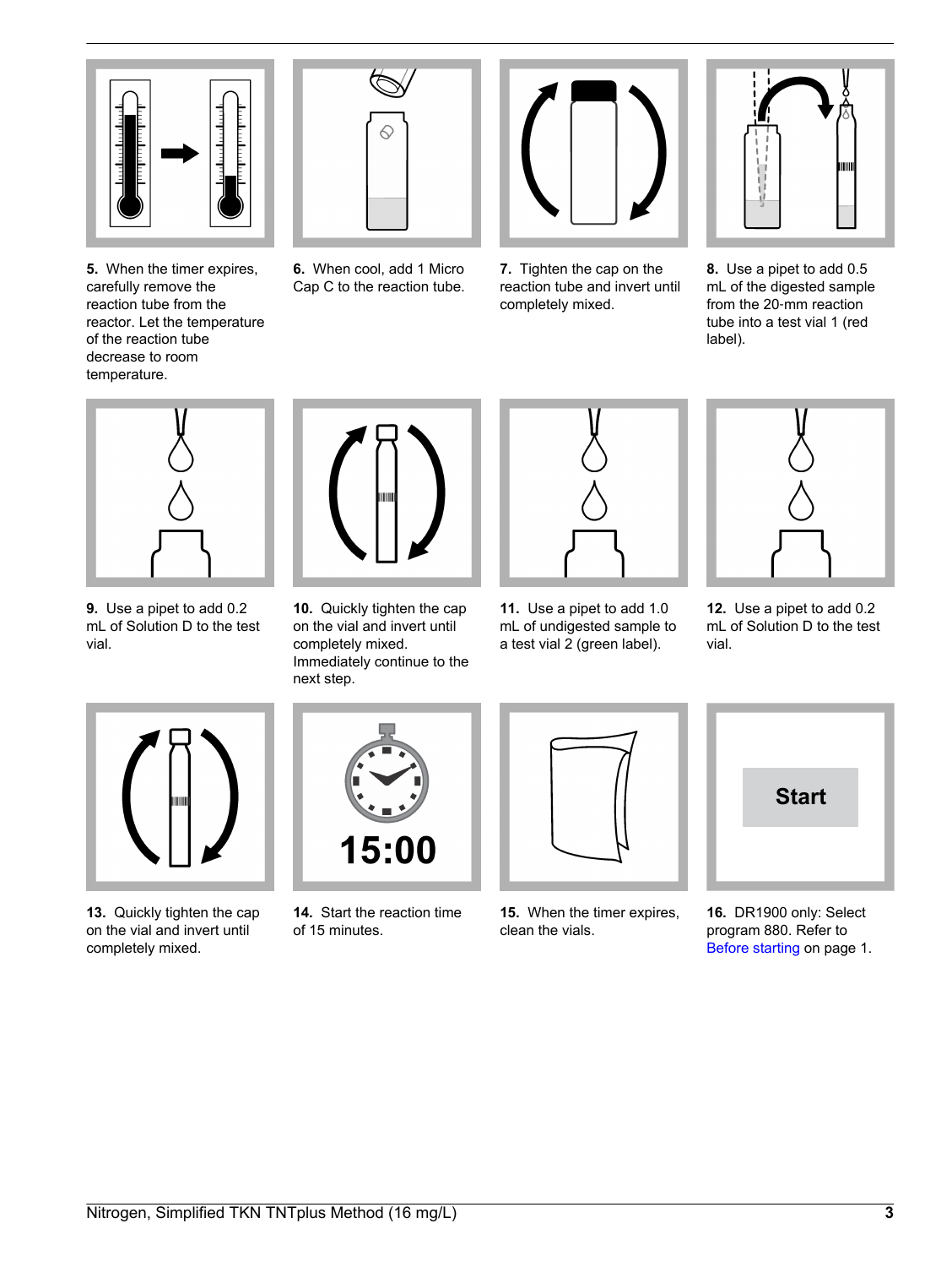**5.** When the timer expires, carefully remove the reaction tube from the reactor. Let the temperature of the reaction tube decrease to room temperature.

**6.** When cool, add 1 Micro Cap C to the reaction tube.

**7.** Tighten the cap on the reaction tube and invert until completely mixed.

**8.** Use a pipet to add 0.5 mL of the digested sample from the 20-mm reaction tube into a test vial 1 (red label).

**9.** Use a pipet to add 0.2 mL of Solution D to the test vial.

**10.** Quickly tighten the cap on the vial and invert until completely mixed. Immediately continue to the next step.

**11.** Use a pipet to add 1.0 mL of undigested sample to a test vial 2 (green label).

**12.** Use a pipet to add 0.2 mL of Solution D to the test vial.

**13.** Quickly tighten the cap on the vial and invert until completely mixed.

**14.** Start the reaction time of 15 minutes.

**15.** When the timer expires, clean the vials.

**16.** DR1900 only: Select program 880. Refer to Before starting on page 1.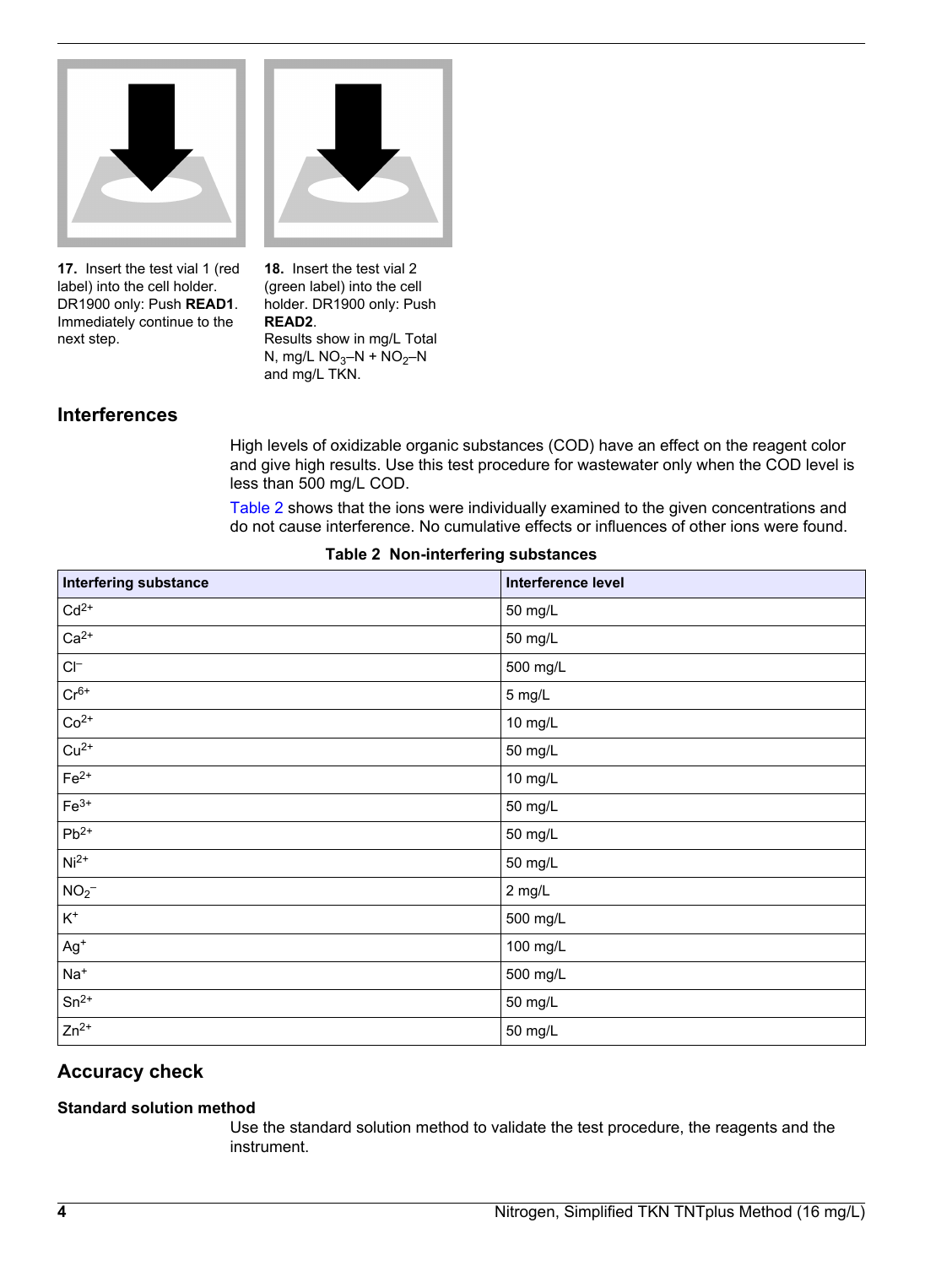17. Insert the test vial 1 (red label) into the cell holder. DR1900 only: Push **READ1**. Immediately continue to the next step.

18. Insert the test vial 2 (green label) into the cell holder. DR1900 only: Push **READ2**.
Results show in mg/L Total N, mg/L $NO_3$–N + $NO_2$–N and mg/L TKN.

## Interferences

High levels of oxidizable organic substances (COD) have an effect on the reagent color and give high results. Use this test procedure for wastewater only when the COD level is less than 500 mg/L COD.

Table 2 shows that the ions were individually examined to the given concentrations and do not cause interference. No cumulative effects or influences of other ions were found.

**Table 2 Non-interfering substances**

| Interfering substance | Interference level |
| --- | --- |
| $Cd^{2+}$ | 50 mg/L |
| $Ca^{2+}$ | 50 mg/L |
| $Cl^{–}$ | 500 mg/L |
| $Cr^{6+}$ | 5 mg/L |
| $Co^{2+}$ | 10 mg/L |
| $Cu^{2+}$ | 50 mg/L |
| $Fe^{2+}$ | 10 mg/L |
| $Fe^{3+}$ | 50 mg/L |
| $Pb^{2+}$ | 50 mg/L |
| $Ni^{2+}$ | 50 mg/L |
| $NO_2^{–}$ | 2 mg/L |
| $K^{+}$ | 500 mg/L |
| $Ag^{+}$ | 100 mg/L |
| $Na^{+}$ | 500 mg/L |
| $Sn^{2+}$ | 50 mg/L |
| $Zn^{2+}$ | 50 mg/L |

## Accuracy check

### Standard solution method

Use the standard solution method to validate the test procedure, the reagents and the instrument.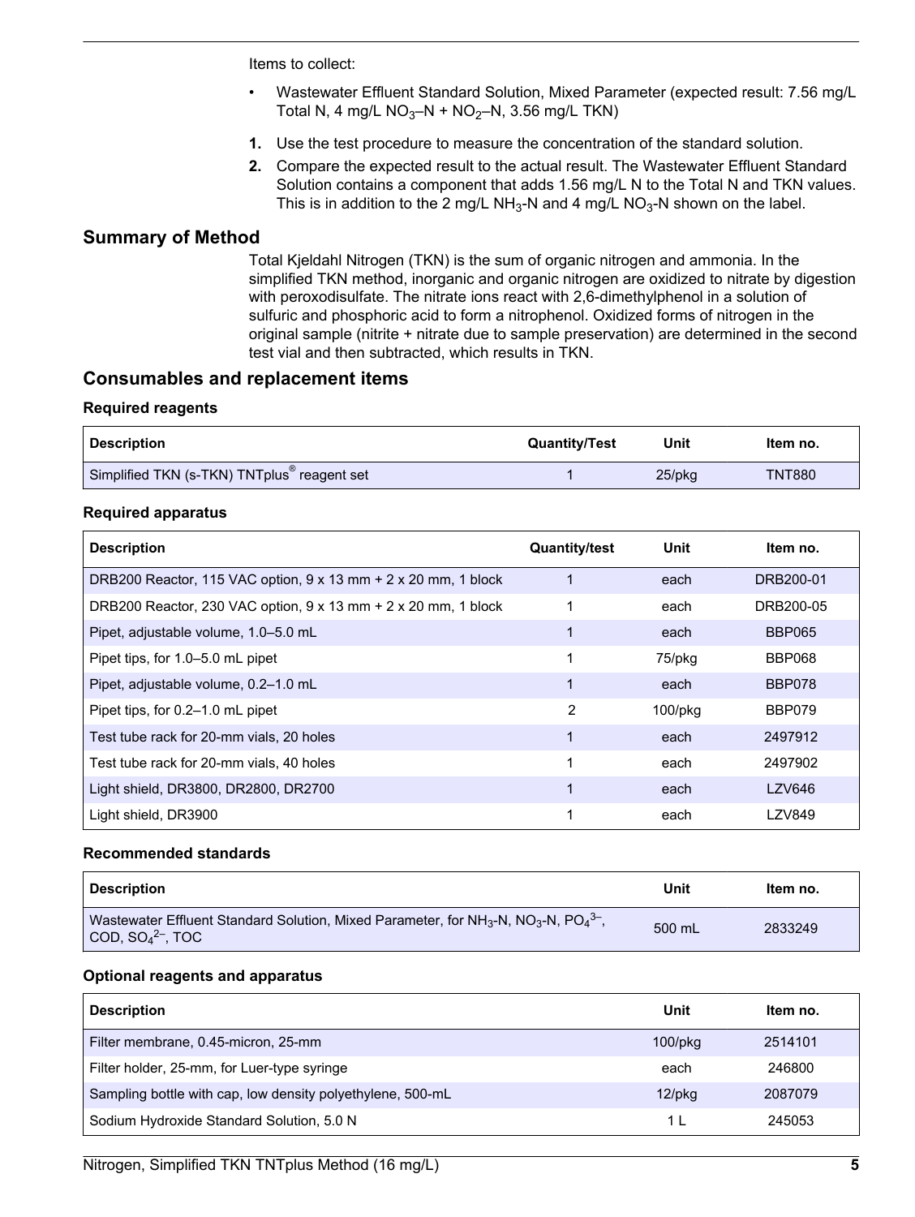Items to collect:

- Wastewater Effluent Standard Solution, Mixed Parameter (expected result: 7.56 mg/L Total N, 4 mg/L $NO_3$–N + $NO_2$–N, 3.56 mg/L TKN)

1. Use the test procedure to measure the concentration of the standard solution.
2. Compare the expected result to the actual result. The Wastewater Effluent Standard Solution contains a component that adds 1.56 mg/L N to the Total N and TKN values. This is in addition to the 2 mg/L $NH_3$-N and 4 mg/L $NO_3$-N shown on the label.

## Summary of Method

Total Kjeldahl Nitrogen (TKN) is the sum of organic nitrogen and ammonia. In the simplified TKN method, inorganic and organic nitrogen are oxidized to nitrate by digestion with peroxodisulfate. The nitrate ions react with 2,6-dimethylphenol in a solution of sulfuric and phosphoric acid to form a nitrophenol. Oxidized forms of nitrogen in the original sample (nitrite + nitrate due to sample preservation) are determined in the second test vial and then subtracted, which results in TKN.

## Consumables and replacement items

### Required reagents

| Description | Quantity/Test | Unit | Item no. |
|---|---|---|---|
| Simplified TKN (s-TKN) TNTplus® reagent set | 1 | 25/pkg | TNT880 |

### Required apparatus

| Description | Quantity/test | Unit | Item no. |
|---|---|---|---|
| DRB200 Reactor, 115 VAC option, 9 x 13 mm + 2 x 20 mm, 1 block | 1 | each | DRB200-01 |
| DRB200 Reactor, 230 VAC option, 9 x 13 mm + 2 x 20 mm, 1 block | 1 | each | DRB200-05 |
| Pipet, adjustable volume, 1.0–5.0 mL | 1 | each | BBP065 |
| Pipet tips, for 1.0–5.0 mL pipet | 1 | 75/pkg | BBP068 |
| Pipet, adjustable volume, 0.2–1.0 mL | 1 | each | BBP078 |
| Pipet tips, for 0.2–1.0 mL pipet | 2 | 100/pkg | BBP079 |
| Test tube rack for 20-mm vials, 20 holes | 1 | each | 2497912 |
| Test tube rack for 20-mm vials, 40 holes | 1 | each | 2497902 |
| Light shield, DR3800, DR2800, DR2700 | 1 | each | LZV646 |
| Light shield, DR3900 | 1 | each | LZV849 |

### Recommended standards

| Description | Unit | Item no. |
|---|---|---|
| Wastewater Effluent Standard Solution, Mixed Parameter, for $NH_3$-N, $NO_3$-N, $PO_4^{3-}$, COD, $SO_4^{2-}$, TOC | 500 mL | 2833249 |

### Optional reagents and apparatus

| Description | Unit | Item no. |
|---|---|---|
| Filter membrane, 0.45-micron, 25-mm | 100/pkg | 2514101 |
| Filter holder, 25-mm, for Luer-type syringe | each | 246800 |
| Sampling bottle with cap, low density polyethylene, 500-mL | 12/pkg | 2087079 |
| Sodium Hydroxide Standard Solution, 5.0 N | 1 L | 245053 |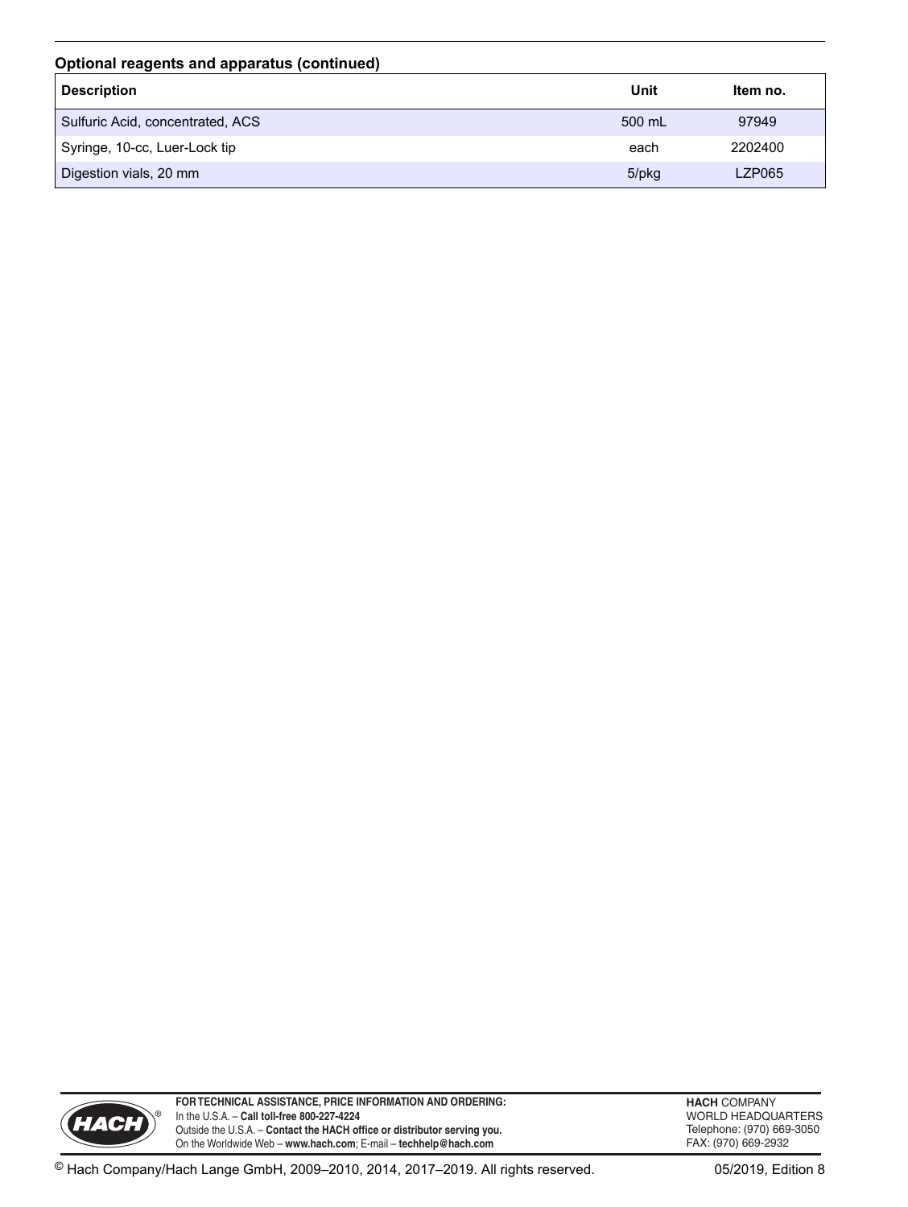### Optional reagents and apparatus (continued)

| Description | Unit | Item no. |
| --- | --- | --- |
| Sulfuric Acid, concentrated, ACS | 500 mL | 97949 |
| Syringe, 10-cc, Luer-Lock tip | each | 2202400 |
| Digestion vials, 20 mm | 5/pkg | LZP065 |

**FOR TECHNICAL ASSISTANCE, PRICE INFORMATION AND ORDERING:**
In the U.S.A. – **Call toll-free 800-227-4224**
Outside the U.S.A. – **Contact the HACH office or distributor serving you.**
On the Worldwide Web – **www.hach.com**; E-mail – **techhelp@hach.com**

**HACH** COMPANY
WORLD HEADQUARTERS
Telephone: (970) 669-3050
FAX: (970) 669-2932

© Hach Company/Hach Lange GmbH, 2009–2010, 2014, 2017–2019. All rights reserved.

05/2019, Edition 8